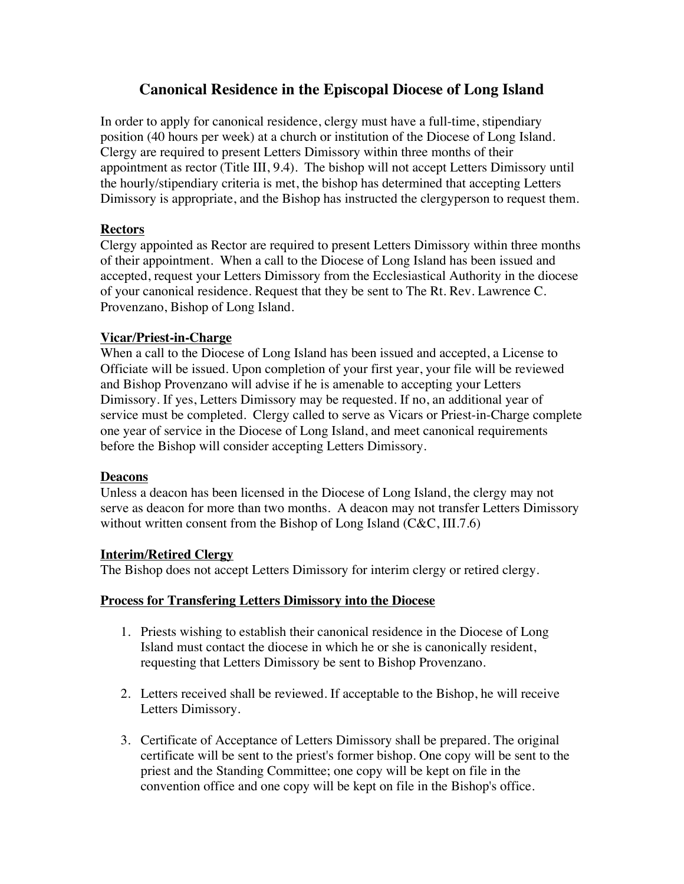# Canonical Residence in the Episcopal Diocese of Long Island

In order to apply for canonical residence, clergy must have a full-time, stipendiary position (40 hours per week) at a church or institution of the Diocese of Long Island. Clergy are required to present Letters Dimissory within three months of their appointment as rector (Title III, 9.4). The bishop will not accept Letters Dimissory until the hourly/stipendiary criteria is met, the bishop has determined that accepting Letters Dimissory is appropriate, and the Bishop has instructed the clergyperson to request them.

## Rectors

Clergy appointed as Rector are required to present Letters Dimissory within three months of their appointment. When a call to the Diocese of Long Island has been issued and accepted, request your Letters Dimissory from the Ecclesiastical Authority in the diocese of your canonical residence. Request that they be sent to The Rt. Rev. Lawrence C. Provenzano, Bishop of Long Island.

## Vicar/Priest-in-Charge

When a call to the Diocese of Long Island has been issued and accepted, a License to Officiate will be issued. Upon completion of your first year, your file will be reviewed and Bishop Provenzano will advise if he is amenable to accepting your Letters Dimissory. If yes, Letters Dimissory may be requested. If no, an additional year of service must be completed. Clergy called to serve as Vicars or Priest-in-Charge complete one year of service in the Diocese of Long Island, and meet canonical requirements before the Bishop will consider accepting Letters Dimissory.

## Deacons

Unless a deacon has been licensed in the Diocese of Long Island, the clergy may not serve as deacon for more than two months. A deacon may not transfer Letters Dimissory without written consent from the Bishop of Long Island (C&C, III.7.6)

## Interim/Retired Clergy

The Bishop does not accept Letters Dimissory for interim clergy or retired clergy.

## Process for Transfering Letters Dimissory into the Diocese

1. Priests wishing to establish their canonical residence in the Diocese of Long Island must contact the diocese in which he or she is canonically resident, requesting that Letters Dimissory be sent to Bishop Provenzano.

2. Letters received shall be reviewed. If acceptable to the Bishop, he will receive Letters Dimissory.

3. Certificate of Acceptance of Letters Dimissory shall be prepared. The original certificate will be sent to the priest's former bishop. One copy will be sent to the priest and the Standing Committee; one copy will be kept on file in the convention office and one copy will be kept on file in the Bishop's office.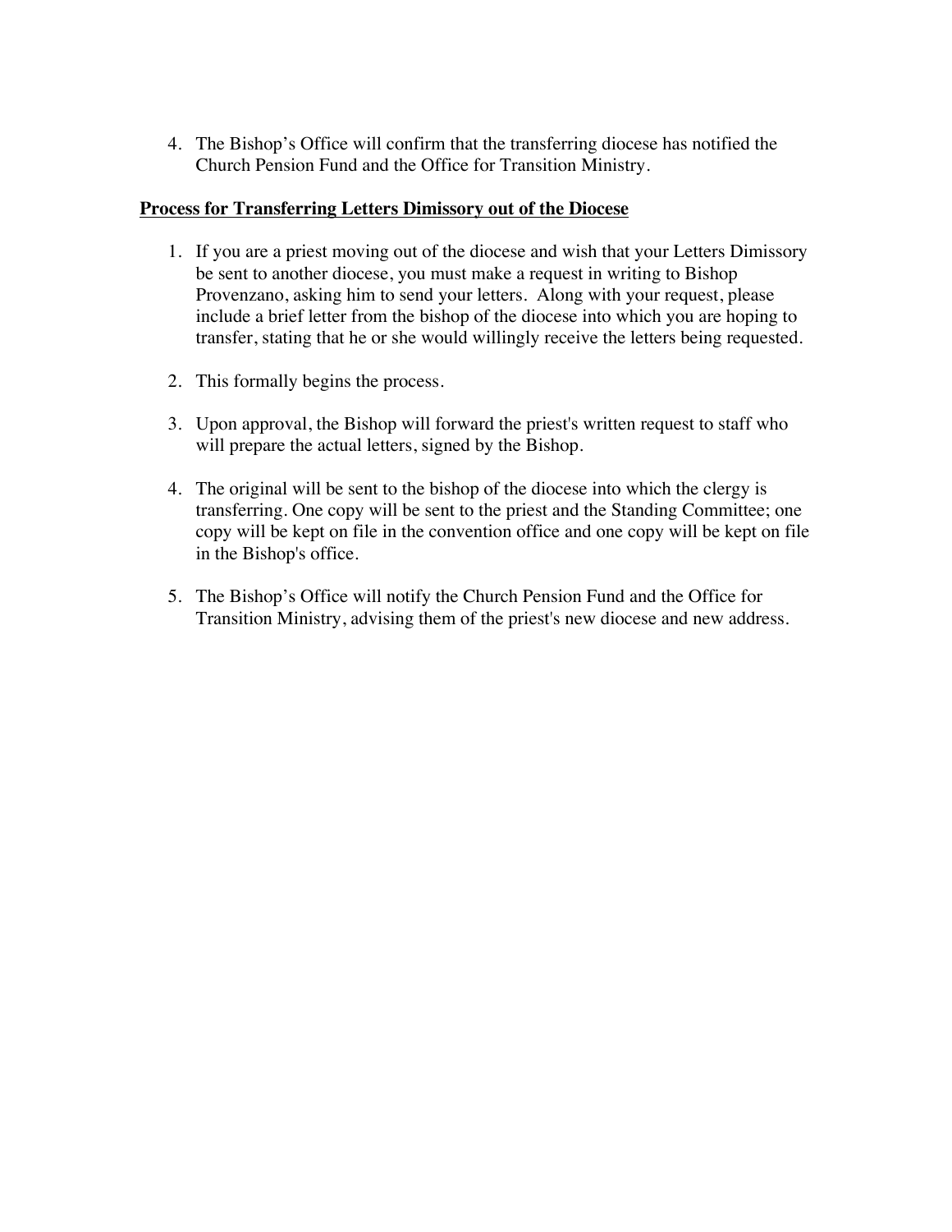4. The Bishop's Office will confirm that the transferring diocese has notified the Church Pension Fund and the Office for Transition Ministry.

**<u>Process for Transferring Letters Dimissory out of the Diocese</u>**

1. If you are a priest moving out of the diocese and wish that your Letters Dimissory be sent to another diocese, you must make a request in writing to Bishop Provenzano, asking him to send your letters. Along with your request, please include a brief letter from the bishop of the diocese into which you are hoping to transfer, stating that he or she would willingly receive the letters being requested.

2. This formally begins the process.

3. Upon approval, the Bishop will forward the priest's written request to staff who will prepare the actual letters, signed by the Bishop.

4. The original will be sent to the bishop of the diocese into which the clergy is transferring. One copy will be sent to the priest and the Standing Committee; one copy will be kept on file in the convention office and one copy will be kept on file in the Bishop's office.

5. The Bishop's Office will notify the Church Pension Fund and the Office for Transition Ministry, advising them of the priest's new diocese and new address.